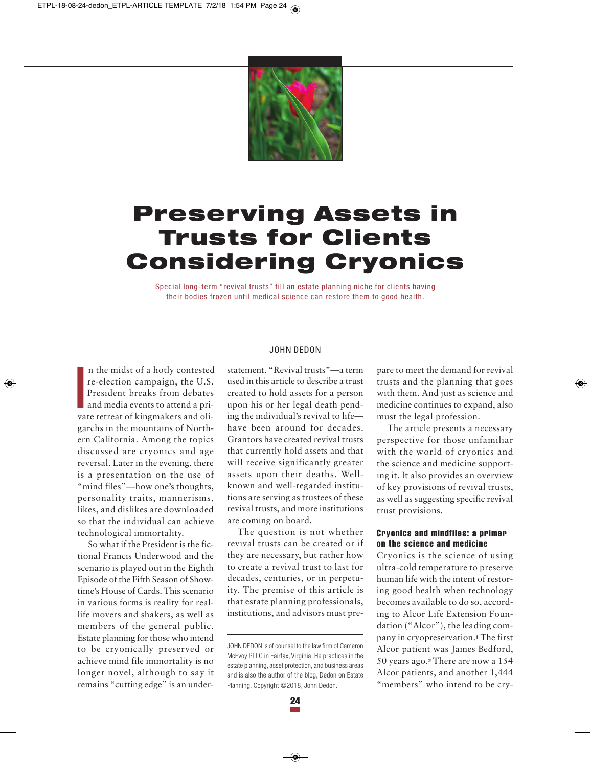# Preserving Assets in Trusts for Clients Considering Cryonics

Special long-term "revival trusts" fill an estate planning niche for clients having their bodies frozen until medical science can restore them to good health.

JOHN DEDON

In the midst of a hotly contested re-election campaign, the U.S. President breaks from debates and media events to attend a private retreat of kingmakers and oligarchs in the mountains of Northern California. Among the topics discussed are cryonics and age reversal. Later in the evening, there is a presentation on the use of "mind files"—how one's thoughts, personality traits, mannerisms, likes, and dislikes are downloaded so that the individual can achieve technological immortality.

So what if the President is the fictional Francis Underwood and the scenario is played out in the Eighth Episode of the Fifth Season of Showtime's House of Cards. This scenario in various forms is reality for real-life movers and shakers, as well as members of the general public. Estate planning for those who intend to be cryonically preserved or achieve mind file immortality is no longer novel, although to say it remains "cutting edge" is an understatement. "Revival trusts"—a term used in this article to describe a trust created to hold assets for a person upon his or her legal death pending the individual's revival to life—have been around for decades. Grantors have created revival trusts that currently hold assets and that will receive significantly greater assets upon their deaths. Well-known and well-regarded institutions are serving as trustees of these revival trusts, and more institutions are coming on board.

The question is not whether revival trusts can be created or if they are necessary, but rather how to create a revival trust to last for decades, centuries, or in perpetuity. The premise of this article is that estate planning professionals, institutions, and advisors must prepare to meet the demand for revival trusts and the planning that goes with them. And just as science and medicine continues to expand, also must the legal profession.

The article presents a necessary perspective for those unfamiliar with the world of cryonics and the science and medicine supporting it. It also provides an overview of key provisions of revival trusts, as well as suggesting specific revival trust provisions.

## Cryonics and mindfiles: a primer on the science and medicine

Cryonics is the science of using ultra-cold temperature to preserve human life with the intent of restoring good health when technology becomes available to do so, according to Alcor Life Extension Foundation ("Alcor"), the leading company in cryopreservation.[1] The first Alcor patient was James Bedford, 50 years ago.[2] There are now a 154 Alcor patients, and another 1,444 "members" who intend to be cry-

---

JOHN DEDON is of counsel to the law firm of Cameron McEvoy PLLC in Fairfax, Virginia. He practices in the estate planning, asset protection, and business areas and is also the author of the blog, Dedon on Estate Planning. Copyright ©2018, John Dedon.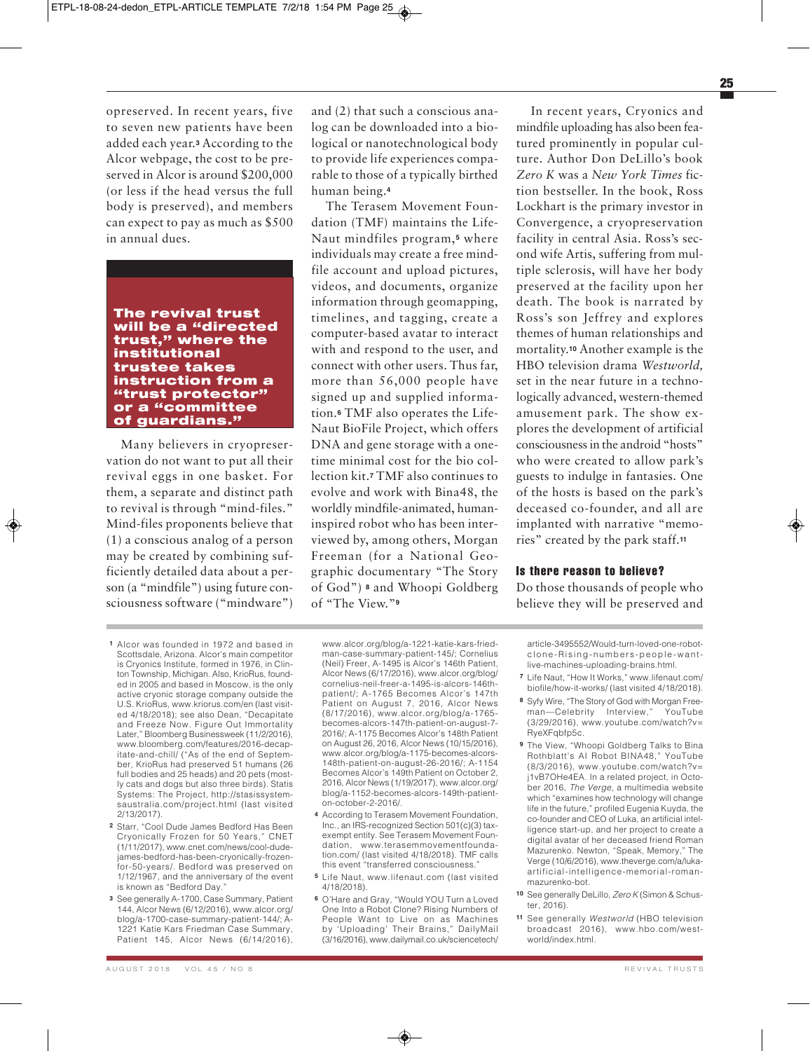opreserved. In recent years, five to seven new patients have been added each year.[3] According to the Alcor webpage, the cost to be preserved in Alcor is around $200,000 (or less if the head versus the full body is preserved), and members can expect to pay as much as $500 in annual dues.

**The revival trust will be a "directed trust," where the institutional trustee takes instruction from a "trust protector" or a "committee of guardians."**

Many believers in cryopreservation do not want to put all their revival eggs in one basket. For them, a separate and distinct path to revival is through "mind-files." Mind-files proponents believe that (1) a conscious analog of a person may be created by combining sufficiently detailed data about a person (a "mindfile") using future consciousness software ("mindware") and (2) that such a conscious analog can be downloaded into a biological or nanotechnological body to provide life experiences comparable to those of a typically birthed human being.[4]

The Terasem Movement Foundation (TMF) maintains the LifeNaut mindfiles program,[5] where individuals may create a free mindfile account and upload pictures, videos, and documents, organize information through geomapping, timelines, and tagging, create a computer-based avatar to interact with and respond to the user, and connect with other users. Thus far, more than 56,000 people have signed up and supplied information.[6] TMF also operates the LifeNaut BioFile Project, which offers DNA and gene storage with a one-time minimal cost for the bio collection kit.[7] TMF also continues to evolve and work with Bina48, the worldly mindfile-animated, human-inspired robot who has been interviewed by, among others, Morgan Freeman (for a National Geographic documentary "The Story of God")[8] and Whoopi Goldberg of "The View."[9]

In recent years, Cryonics and mindfile uploading has also been featured prominently in popular culture. Author Don DeLillo's book *Zero K* was a *New York Times* fiction bestseller. In the book, Ross Lockhart is the primary investor in Convergence, a cryopreservation facility in central Asia. Ross's second wife Artis, suffering from multiple sclerosis, will have her body preserved at the facility upon her death. The book is narrated by Ross's son Jeffrey and explores themes of human relationships and mortality.[10] Another example is the HBO television drama *Westworld,* set in the near future in a technologically advanced, western-themed amusement park. The show explores the development of artificial consciousness in the android "hosts" who were created to allow park's guests to indulge in fantasies. One of the hosts is based on the park's deceased co-founder, and all are implanted with narrative "memories" created by the park staff.[11]

### Is there reason to believe?

Do those thousands of people who believe they will be preserved and

---

1 Alcor was founded in 1972 and based in Scottsdale, Arizona. Alcor's main competitor is Cryonics Institute, formed in 1976, in Clinton Township, Michigan. Also, KrioRus, founded in 2005 and based in Moscow, is the only active cryonic storage company outside the U.S. KrioRus, www.kriorus.com/en (last visited 4/18/2018); see also Dean, "Decapitate and Freeze Now. Figure Out Immortality Later," Bloomberg Businessweek (11/2/2016), www.bloomberg.com/features/2016-decapitate-and-chill/ ("As of the end of September, KrioRus had preserved 51 humans (26 full bodies and 25 heads) and 20 pets (mostly cats and dogs but also three birds). Statis Systems: The Project, http://stasissystemsaustralia.com/project.html (last visited 2/13/2017).

2 Starr, "Cool Dude James Bedford Has Been Cryonically Frozen for 50 Years," CNET (1/11/2017), www.cnet.com/news/cool-dude-james-bedford-has-been-cryonically-frozen-for-50-years/. Bedford was preserved on 1/12/1967, and the anniversary of the event is known as "Bedford Day."

3 See generally A-1700, Case Summary, Patient 144, Alcor News (6/12/2016), www.alcor.org/blog/a-1700-case-summary-patient-144/; A-1221 Katie Kars Friedman Case Summary, Patient 145, Alcor News (6/14/2016), www.alcor.org/blog/a-1221-katie-kars-friedman-case-summary-patient-145/; Cornelius (Neil) Freer, A-1495 is Alcor's 146th Patient, Alcor News (6/17/2016), www.alcor.org/blog/cornelius-neil-freer-a-1495-is-alcors-146th-patient/; A-1765 Becomes Alcor's 147th Patient on August 7, 2016, Alcor News (8/17/2016), www.alcor.org/blog/a-1765-becomes-alcors-147th-patient-on-august-7-2016/; A-1175 Becomes Alcor's 148th Patient on August 26, 2016, Alcor News (10/15/2016), www.alcor.org/blog/a-1175-becomes-alcors-148th-patient-on-august-26-2016/; A-1154 Becomes Alcor's 149th Patient on October 2, 2016, Alcor News (1/19/2017), www.alcor.org/blog/a-1152-becomes-alcors-149th-patient-on-october-2-2016/.

4 According to Terasem Movement Foundation, Inc., an IRS-recognized Section 501(c)(3) tax-exempt entity. See Terasem Movement Foundation, www.terasemmovementfoundation.com/ (last visited 4/18/2018). TMF calls this event "transferred consciousness."

5 Life Naut, www.lifenaut.com (last visited 4/18/2018).

6 O'Hare and Gray, "Would YOU Turn a Loved One Into a Robot Clone? Rising Numbers of People Want to Live on as Machines by 'Uploading' Their Brains," DailyMail (3/16/2016), www.dailymail.co.uk/sciencetech/article-3495552/Would-turn-loved-one-robot-clone-Rising-numbers-people-want-live-machines-uploading-brains.html.

7 Life Naut, "How It Works," www.lifenaut.com/biofile/how-it-works/ (last visited 4/18/2018).

8 Syfy Wire, "The Story of God with Morgan Freeman—Celebrity Interview," YouTube (3/29/2016), www.youtube.com/watch?v=RyeXFqbfp5c.

9 The View, "Whoopi Goldberg Talks to Bina Rothblatt's AI Robot BINA48," YouTube (8/3/2016), www.youtube.com/watch?v=j1vB7OHe4EA. In a related project, in October 2016, *The Verge*, a multimedia website which "examines how technology will change life in the future," profiled Eugenia Kuyda, the co-founder and CEO of Luka, an artificial intelligence start-up, and her project to create a digital avatar of her deceased friend Roman Mazurenko. Newton, "Speak, Memory," The Verge (10/6/2016), www.theverge.com/a/luka-artificial-intelligence-memorial-roman-mazurenko-bot.

10 See generally DeLillo, *Zero K* (Simon & Schuster, 2016).

11 See generally *Westworld* (HBO television broadcast 2016), www.hbo.com/westworld/index.html.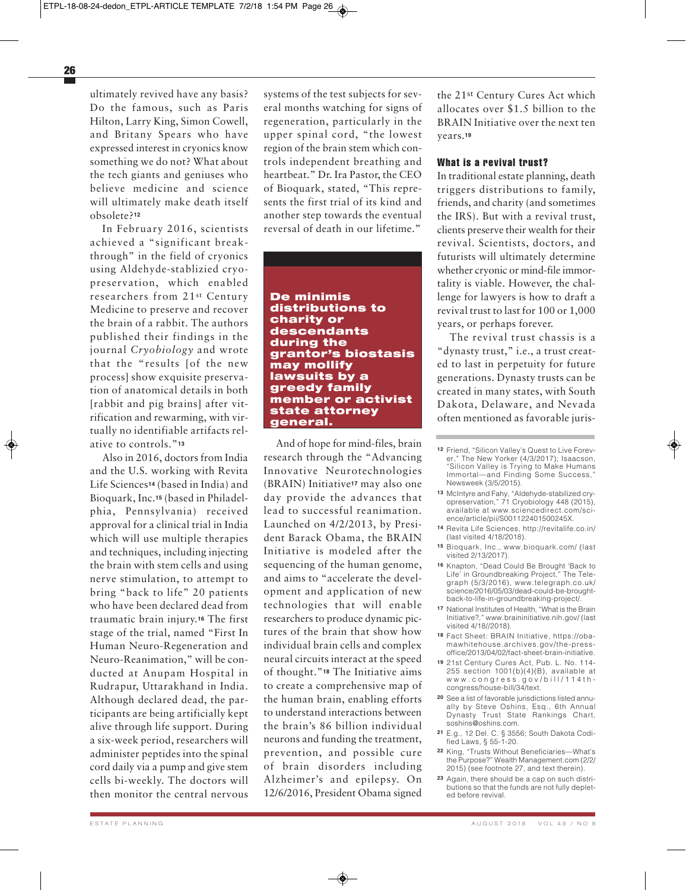ultimately revived have any basis? Do the famous, such as Paris Hilton, Larry King, Simon Cowell, and Britany Spears who have expressed interest in cryonics know something we do not? What about the tech giants and geniuses who believe medicine and science will ultimately make death itself obsolete?[12]

In February 2016, scientists achieved a "significant breakthrough" in the field of cryonics using Aldehyde-stablized cryopreservation, which enabled researchers from 21st Century Medicine to preserve and recover the brain of a rabbit. The authors published their findings in the journal *Cryobiology* and wrote that the "results [of the new process] show exquisite preservation of anatomical details in both [rabbit and pig brains] after vitrification and rewarming, with virtually no identifiable artifacts relative to controls."[13]

Also in 2016, doctors from India and the U.S. working with Revita Life Sciences[14] (based in India) and Bioquark, Inc.[15] (based in Philadelphia, Pennsylvania) received approval for a clinical trial in India which will use multiple therapies and techniques, including injecting the brain with stem cells and using nerve stimulation, to attempt to bring "back to life" 20 patients who have been declared dead from traumatic brain injury.[16] The first stage of the trial, named "First In Human Neuro-Regeneration and Neuro-Reanimation," will be conducted at Anupam Hospital in Rudrapur, Uttarakhand in India. Although declared dead, the participants are being artificially kept alive through life support. During a six-week period, researchers will administer peptides into the spinal cord daily via a pump and give stem cells bi-weekly. The doctors will then monitor the central nervous systems of the test subjects for several months watching for signs of regeneration, particularly in the upper spinal cord, "the lowest region of the brain stem which controls independent breathing and heartbeat." Dr. Ira Pastor, the CEO of Bioquark, stated, "This represents the first trial of its kind and another step towards the eventual reversal of death in our lifetime."

> **De minimis distributions to charity or descendants during the grantor's biostasis may mollify lawsuits by a greedy family member or activist state attorney general.**

And of hope for mind-files, brain research through the "Advancing Innovative Neurotechnologies (BRAIN) Initiative[17] may also one day provide the advances that lead to successful reanimation. Launched on 4/2/2013, by President Barack Obama, the BRAIN Initiative is modeled after the sequencing of the human genome, and aims to "accelerate the development and application of new technologies that will enable researchers to produce dynamic pictures of the brain that show how individual brain cells and complex neural circuits interact at the speed of thought."[18] The Initiative aims to create a comprehensive map of the human brain, enabling efforts to understand interactions between the brain's 86 billion individual neurons and funding the treatment, prevention, and possible cure of brain disorders including Alzheimer's and epilepsy. On 12/6/2016, President Obama signed the 21st Century Cures Act which allocates over $1.5 billion to the BRAIN Initiative over the next ten years.[19]

## What is a revival trust?

In traditional estate planning, death triggers distributions to family, friends, and charity (and sometimes the IRS). But with a revival trust, clients preserve their wealth for their revival. Scientists, doctors, and futurists will ultimately determine whether cryonic or mind-file immortality is viable. However, the challenge for lawyers is how to draft a revival trust to last for 100 or 1,000 years, or perhaps forever.

The revival trust chassis is a "dynasty trust," i.e., a trust created to last in perpetuity for future generations. Dynasty trusts can be created in many states, with South Dakota, Delaware, and Nevada often mentioned as favorable juris-

---

[12] Friend, "Silicon Valley's Quest to Live Forever," The New Yorker (4/3/2017); Isaacson, "Silicon Valley is Trying to Make Humans Immortal—and Finding Some Success," Newsweek (3/5/2015).

[13] McIntyre and Fahy, "Aldehyde-stabilized cryopreservation," 71 Cryobiology 448 (2015), available at www.sciencedirect.com/science/article/pii/S001122401500245X.

[14] Revita Life Sciences, http://revitalife.co.in/ (last visited 4/18/2018).

[15] Bioquark, Inc., www.bioquark.com/ (last visited 2/13/2017).

[16] Knapton, "Dead Could Be Brought 'Back to Life' in Groundbreaking Project," The Telegraph (5/3/2016), www.telegraph.co.uk/science/2016/05/03/dead-could-be-brought-back-to-life-in-groundbreaking-project/.

[17] National Institutes of Health, "What is the Brain Initiative?," www.braininitiative.nih.gov/ (last visited 4/18//2018).

[18] Fact Sheet: BRAIN Initiative, https://obamawhitehouse.archives.gov/the-press-office/2013/04/02/fact-sheet-brain-initiative.

[19] 21st Century Cures Act, Pub. L. No. 114-255 section 1001(b)(4)(B), available at www.congress.gov/bill/114th-congress/house-bill/34/text.

[20] See a list of favorable jurisdictions listed annually by Steve Oshins, Esq., 6th Annual Dynasty Trust State Rankings Chart, soshins@oshins.com.

[21] E.g., 12 Del. C. § 3556; South Dakota Codified Laws, § 55-1-20.

[22] King, "Trusts Without Beneficiaries—What's the Purpose?" Wealth Management.com (2/2/2015) (see footnote 27, and text therein).

[23] Again, there should be a cap on such distributions so that the funds are not fully depleted before revival.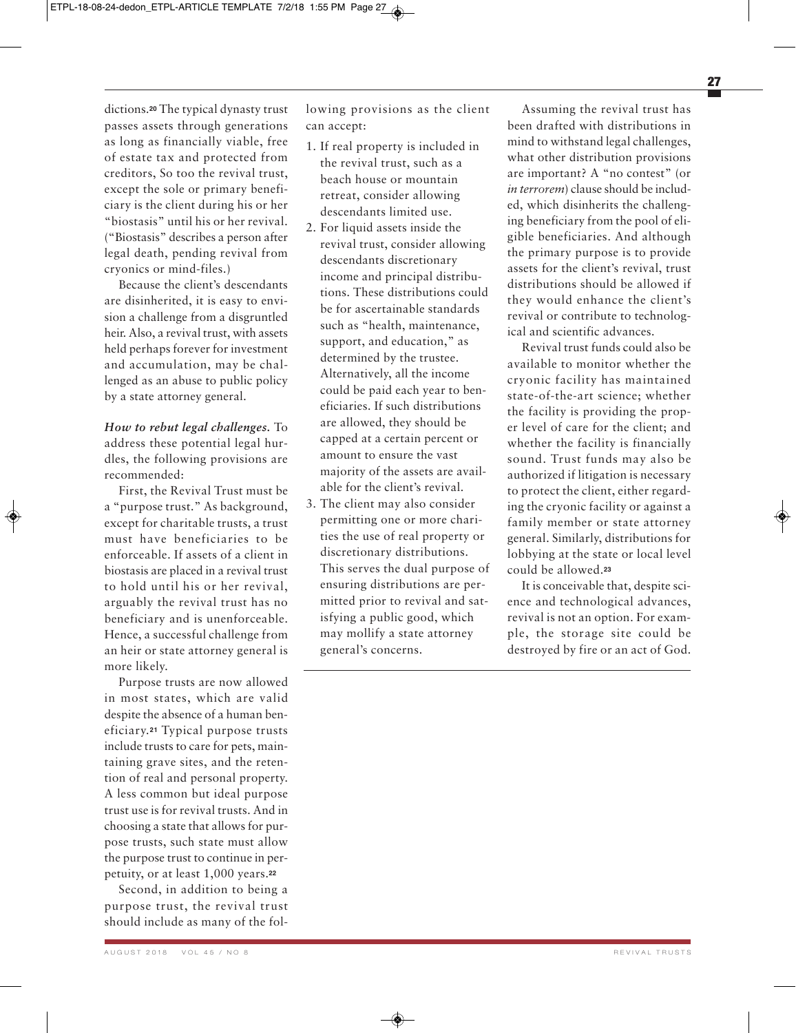dictions.[20] The typical dynasty trust passes assets through generations as long as financially viable, free of estate tax and protected from creditors, So too the revival trust, except the sole or primary beneficiary is the client during his or her "biostasis" until his or her revival. ("Biostasis" describes a person after legal death, pending revival from cryonics or mind-files.)

Because the client's descendants are disinherited, it is easy to envision a challenge from a disgruntled heir. Also, a revival trust, with assets held perhaps forever for investment and accumulation, may be challenged as an abuse to public policy by a state attorney general.

***How to rebut legal challenges.*** To address these potential legal hurdles, the following provisions are recommended:

First, the Revival Trust must be a "purpose trust." As background, except for charitable trusts, a trust must have beneficiaries to be enforceable. If assets of a client in biostasis are placed in a revival trust to hold until his or her revival, arguably the revival trust has no beneficiary and is unenforceable. Hence, a successful challenge from an heir or state attorney general is more likely.

Purpose trusts are now allowed in most states, which are valid despite the absence of a human beneficiary.[21] Typical purpose trusts include trusts to care for pets, maintaining grave sites, and the retention of real and personal property. A less common but ideal purpose trust use is for revival trusts. And in choosing a state that allows for purpose trusts, such state must allow the purpose trust to continue in perpetuity, or at least 1,000 years.[22]

Second, in addition to being a purpose trust, the revival trust should include as many of the following provisions as the client can accept:

1. If real property is included in the revival trust, such as a beach house or mountain retreat, consider allowing descendants limited use.
2. For liquid assets inside the revival trust, consider allowing descendants discretionary income and principal distributions. These distributions could be for ascertainable standards such as "health, maintenance, support, and education," as determined by the trustee. Alternatively, all the income could be paid each year to beneficiaries. If such distributions are allowed, they should be capped at a certain percent or amount to ensure the vast majority of the assets are available for the client's revival.
3. The client may also consider permitting one or more charities the use of real property or discretionary distributions. This serves the dual purpose of ensuring distributions are permitted prior to revival and satisfying a public good, which may mollify a state attorney general's concerns.

Assuming the revival trust has been drafted with distributions in mind to withstand legal challenges, what other distribution provisions are important? A "no contest" (or *in terrorem*) clause should be included, which disinherits the challenging beneficiary from the pool of eligible beneficiaries. And although the primary purpose is to provide assets for the client's revival, trust distributions should be allowed if they would enhance the client's revival or contribute to technological and scientific advances.

Revival trust funds could also be available to monitor whether the cryonic facility has maintained state-of-the-art science; whether the facility is providing the proper level of care for the client; and whether the facility is financially sound. Trust funds may also be authorized if litigation is necessary to protect the client, either regarding the cryonic facility or against a family member or state attorney general. Similarly, distributions for lobbying at the state or local level could be allowed.[23]

It is conceivable that, despite science and technological advances, revival is not an option. For example, the storage site could be destroyed by fire or an act of God.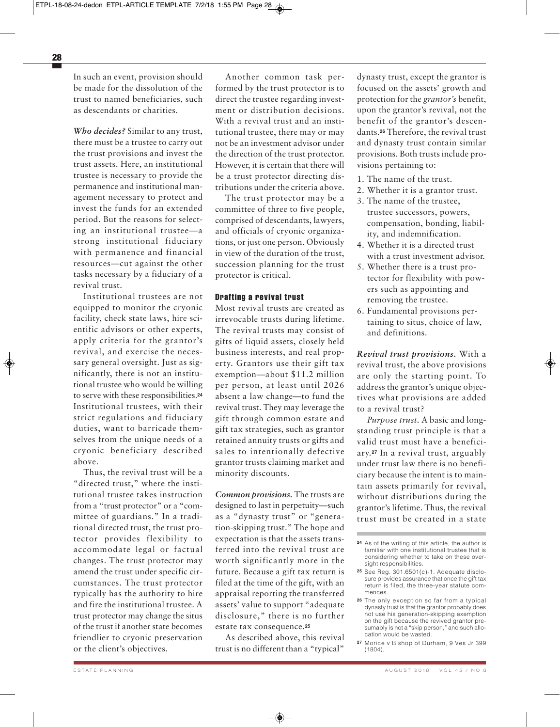In such an event, provision should be made for the dissolution of the trust to named beneficiaries, such as descendants or charities.

***Who decides?*** Similar to any trust, there must be a trustee to carry out the trust provisions and invest the trust assets. Here, an institutional trustee is necessary to provide the permanence and institutional management necessary to protect and invest the funds for an extended period. But the reasons for selecting an institutional trustee—a strong institutional fiduciary with permanence and financial resources—cut against the other tasks necessary by a fiduciary of a revival trust.

Institutional trustees are not equipped to monitor the cryonic facility, check state laws, hire scientific advisors or other experts, apply criteria for the grantor's revival, and exercise the necessary general oversight. Just as significantly, there is not an institutional trustee who would be willing to serve with these responsibilities.[24] Institutional trustees, with their strict regulations and fiduciary duties, want to barricade themselves from the unique needs of a cryonic beneficiary described above.

Thus, the revival trust will be a "directed trust," where the institutional trustee takes instruction from a "trust protector" or a "committee of guardians." In a traditional directed trust, the trust protector provides flexibility to accommodate legal or factual changes. The trust protector may amend the trust under specific circumstances. The trust protector typically has the authority to hire and fire the institutional trustee. A trust protector may change the situs of the trust if another state becomes friendlier to cryonic preservation or the client's objectives.

Another common task performed by the trust protector is to direct the trustee regarding investment or distribution decisions. With a revival trust and an institutional trustee, there may or may not be an investment advisor under the direction of the trust protector. However, it is certain that there will be a trust protector directing distributions under the criteria above.

The trust protector may be a committee of three to five people, comprised of descendants, lawyers, and officials of cryonic organizations, or just one person. Obviously in view of the duration of the trust, succession planning for the trust protector is critical.

## Drafting a revival trust

Most revival trusts are created as irrevocable trusts during lifetime. The revival trusts may consist of gifts of liquid assets, closely held business interests, and real property. Grantors use their gift tax exemption—about $11.2 million per person, at least until 2026 absent a law change—to fund the revival trust. They may leverage the gift through common estate and gift tax strategies, such as grantor retained annuity trusts or gifts and sales to intentionally defective grantor trusts claiming market and minority discounts.

***Common provisions.*** The trusts are designed to last in perpetuity—such as a "dynasty trust" or "generation-skipping trust." The hope and expectation is that the assets transferred into the revival trust are worth significantly more in the future. Because a gift tax return is filed at the time of the gift, with an appraisal reporting the transferred assets' value to support "adequate disclosure," there is no further estate tax consequence.[25]

As described above, this revival trust is no different than a "typical" dynasty trust, except the grantor is focused on the assets' growth and protection for the *grantor's* benefit, upon the grantor's revival, not the benefit of the grantor's descendants.[26] Therefore, the revival trust and dynasty trust contain similar provisions. Both trusts include provisions pertaining to:

1. The name of the trust.
2. Whether it is a grantor trust.
3. The name of the trustee, trustee successors, powers, compensation, bonding, liability, and indemnification.
4. Whether it is a directed trust with a trust investment advisor.
5. Whether there is a trust protector for flexibility with powers such as appointing and removing the trustee.
6. Fundamental provisions pertaining to situs, choice of law, and definitions.

***Revival trust provisions.*** With a revival trust, the above provisions are only the starting point. To address the grantor's unique objectives what provisions are added to a revival trust?

*Purpose trust.* A basic and longstanding trust principle is that a valid trust must have a beneficiary.[27] In a revival trust, arguably under trust law there is no beneficiary because the intent is to maintain assets primarily for revival, without distributions during the grantor's lifetime. Thus, the revival trust must be created in a state

---

[24] As of the writing of this article, the author is familiar with one institutional trustee that is considering whether to take on these oversight responsibilities.

[25] See Reg. 301.6501(c)-1. Adequate disclosure provides assurance that once the gift tax return is filed, the three-year statute commences.

[26] The only exception so far from a typical dynasty trust is that the grantor probably does not use his generation-skipping exemption on the gift because the revived grantor presumably is not a "skip person," and such allocation would be wasted.

[27] Morice v Bishop of Durham, 9 Ves Jr 399 (1804).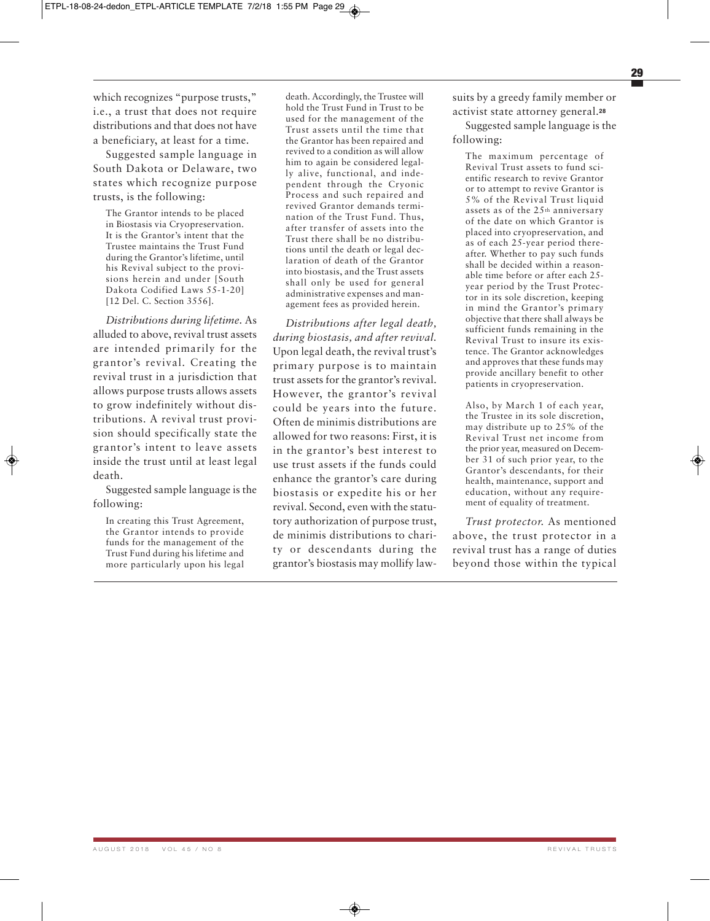which recognizes "purpose trusts," i.e., a trust that does not require distributions and that does not have a beneficiary, at least for a time.

Suggested sample language in South Dakota or Delaware, two states which recognize purpose trusts, is the following:

> The Grantor intends to be placed in Biostasis via Cryopreservation. It is the Grantor's intent that the Trustee maintains the Trust Fund during the Grantor's lifetime, until his Revival subject to the provisions herein and under [South Dakota Codified Laws 55-1-20] [12 Del. C. Section 3556].

*Distributions during lifetime.* As alluded to above, revival trust assets are intended primarily for the grantor's revival. Creating the revival trust in a jurisdiction that allows purpose trusts allows assets to grow indefinitely without distributions. A revival trust provision should specifically state the grantor's intent to leave assets inside the trust until at least legal death.

Suggested sample language is the following:

> In creating this Trust Agreement, the Grantor intends to provide funds for the management of the Trust Fund during his lifetime and more particularly upon his legal death. Accordingly, the Trustee will hold the Trust Fund in Trust to be used for the management of the Trust assets until the time that the Grantor has been repaired and revived to a condition as will allow him to again be considered legally alive, functional, and independent through the Cryonic Process and such repaired and revived Grantor demands termination of the Trust Fund. Thus, after transfer of assets into the Trust there shall be no distributions until the death or legal declaration of death of the Grantor into biostasis, and the Trust assets shall only be used for general administrative expenses and management fees as provided herein.

*Distributions after legal death, during biostasis, and after revival.* Upon legal death, the revival trust's primary purpose is to maintain trust assets for the grantor's revival. However, the grantor's revival could be years into the future. Often de minimis distributions are allowed for two reasons: First, it is in the grantor's best interest to use trust assets if the funds could enhance the grantor's care during biostasis or expedite his or her revival. Second, even with the statutory authorization of purpose trust, de minimis distributions to charity or descendants during the grantor's biostasis may mollify lawsuits by a greedy family member or activist state attorney general.[28]

Suggested sample language is the following:

> The maximum percentage of Revival Trust assets to fund scientific research to revive Grantor or to attempt to revive Grantor is 5% of the Revival Trust liquid assets as of the 25th anniversary of the date on which Grantor is placed into cryopreservation, and as of each 25-year period thereafter. Whether to pay such funds shall be decided within a reasonable time before or after each 25-year period by the Trust Protector in its sole discretion, keeping in mind the Grantor's primary objective that there shall always be sufficient funds remaining in the Revival Trust to insure its existence. The Grantor acknowledges and approves that these funds may provide ancillary benefit to other patients in cryopreservation.
>
> Also, by March 1 of each year, the Trustee in its sole discretion, may distribute up to 25% of the Revival Trust net income from the prior year, measured on December 31 of such prior year, to the Grantor's descendants, for their health, maintenance, support and education, without any requirement of equality of treatment.

*Trust protector.* As mentioned above, the trust protector in a revival trust has a range of duties beyond those within the typical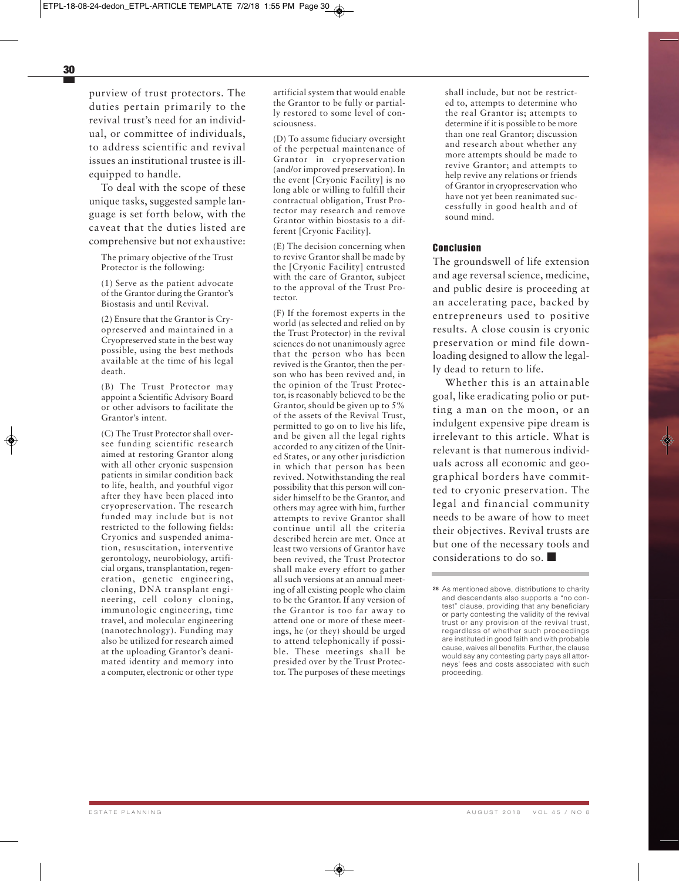purview of trust protectors. The duties pertain primarily to the revival trust's need for an individual, or committee of individuals, to address scientific and revival issues an institutional trustee is ill-equipped to handle.

To deal with the scope of these unique tasks, suggested sample language is set forth below, with the caveat that the duties listed are comprehensive but not exhaustive:

> The primary objective of the Trust Protector is the following:
>
> (1) Serve as the patient advocate of the Grantor during the Grantor's Biostasis and until Revival.
>
> (2) Ensure that the Grantor is Cryopreserved and maintained in a Cryopreserved state in the best way possible, using the best methods available at the time of his legal death.
>
> (B) The Trust Protector may appoint a Scientific Advisory Board or other advisors to facilitate the Grantor's intent.
>
> (C) The Trust Protector shall oversee funding scientific research aimed at restoring Grantor along with all other cryonic suspension patients in similar condition back to life, health, and youthful vigor after they have been placed into cryopreservation. The research funded may include but is not restricted to the following fields: Cryonics and suspended animation, resuscitation, interventive gerontology, neurobiology, artificial organs, transplantation, regeneration, genetic engineering, cloning, DNA transplant engineering, cell colony cloning, immunologic engineering, time travel, and molecular engineering (nanotechnology). Funding may also be utilized for research aimed at the uploading Grantor's deanimated identity and memory into a computer, electronic or other type artificial system that would enable the Grantor to be fully or partially restored to some level of consciousness.
>
> (D) To assume fiduciary oversight of the perpetual maintenance of Grantor in cryopreservation (and/or improved preservation). In the event [Cryonic Facility] is no long able or willing to fulfill their contractual obligation, Trust Protector may research and remove Grantor within biostasis to a different [Cryonic Facility].
>
> (E) The decision concerning when to revive Grantor shall be made by the [Cryonic Facility] entrusted with the care of Grantor, subject to the approval of the Trust Protector.
>
> (F) If the foremost experts in the world (as selected and relied on by the Trust Protector) in the revival sciences do not unanimously agree that the person who has been revived is the Grantor, then the person who has been revived and, in the opinion of the Trust Protector, is reasonably believed to be the Grantor, should be given up to 5% of the assets of the Revival Trust, permitted to go on to live his life, and be given all the legal rights accorded to any citizen of the United States, or any other jurisdiction in which that person has been revived. Notwithstanding the real possibility that this person will consider himself to be the Grantor, and others may agree with him, further attempts to revive Grantor shall continue until all the criteria described herein are met. Once at least two versions of Grantor have been revived, the Trust Protector shall make every effort to gather all such versions at an annual meeting of all existing people who claim to be the Grantor. If any version of the Grantor is too far away to attend one or more of these meetings, he (or they) should be urged to attend telephonically if possible. These meetings shall be presided over by the Trust Protector. The purposes of these meetings shall include, but not be restricted to, attempts to determine who the real Grantor is; attempts to determine if it is possible to be more than one real Grantor; discussion and research about whether any more attempts should be made to revive Grantor; and attempts to help revive any relations or friends of Grantor in cryopreservation who have not yet been reanimated successfully in good health and of sound mind.

## Conclusion

The groundswell of life extension and age reversal science, medicine, and public desire is proceeding at an accelerating pace, backed by entrepreneurs used to positive results. A close cousin is cryonic preservation or mind file downloading designed to allow the legally dead to return to life.

Whether this is an attainable goal, like eradicating polio or putting a man on the moon, or an indulgent expensive pipe dream is irrelevant to this article. What is relevant is that numerous individuals across all economic and geographical borders have committed to cryonic preservation. The legal and financial community needs to be aware of how to meet their objectives. Revival trusts are but one of the necessary tools and considerations to do so. ■

---

[28] As mentioned above, distributions to charity and descendants also supports a "no contest" clause, providing that any beneficiary or party contesting the validity of the revival trust or any provision of the revival trust, regardless of whether such proceedings are instituted in good faith and with probable cause, waives all benefits. Further, the clause would say any contesting party pays all attorneys' fees and costs associated with such proceeding.